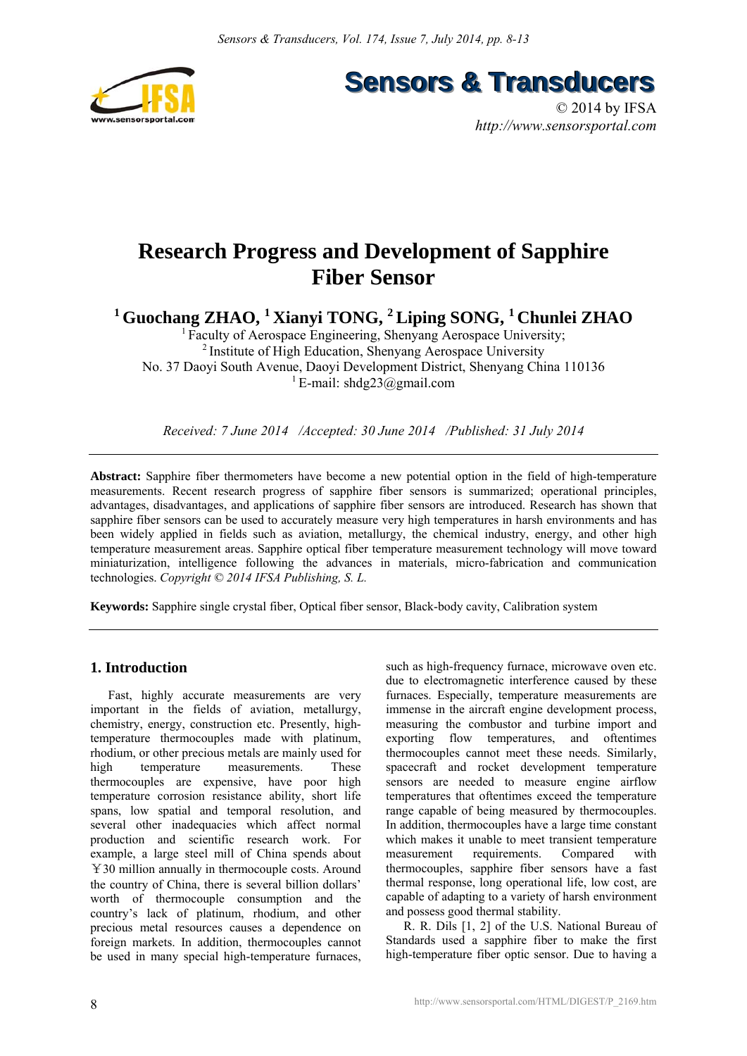# Research Progress and Development of Sapphire Fiber Sensor

**[1] Guochang ZHAO, [1] Xianyi TONG, [2] Liping SONG, [1] Chunlei ZHAO**

[1] Faculty of Aerospace Engineering, Shenyang Aerospace University;
[2] Institute of High Education, Shenyang Aerospace University
No. 37 Daoyi South Avenue, Daoyi Development District, Shenyang China 110136
[1] E-mail: shdg23@gmail.com

*Received: 7 June 2014 /Accepted: 30 June 2014 /Published: 31 July 2014*

**Abstract:** Sapphire fiber thermometers have become a new potential option in the field of high-temperature measurements. Recent research progress of sapphire fiber sensors is summarized; operational principles, advantages, disadvantages, and applications of sapphire fiber sensors are introduced. Research has shown that sapphire fiber sensors can be used to accurately measure very high temperatures in harsh environments and has been widely applied in fields such as aviation, metallurgy, the chemical industry, energy, and other high temperature measurement areas. Sapphire optical fiber temperature measurement technology will move toward miniaturization, intelligence following the advances in materials, micro-fabrication and communication technologies. *Copyright © 2014 IFSA Publishing, S. L.*

**Keywords:** Sapphire single crystal fiber, Optical fiber sensor, Black-body cavity, Calibration system

## 1. Introduction

Fast, highly accurate measurements are very important in the fields of aviation, metallurgy, chemistry, energy, construction etc. Presently, high-temperature thermocouples made with platinum, rhodium, or other precious metals are mainly used for high temperature measurements. These thermocouples are expensive, have poor high temperature corrosion resistance ability, short life spans, low spatial and temporal resolution, and several other inadequacies which affect normal production and scientific research work. For example, a large steel mill of China spends about ￥30 million annually in thermocouple costs. Around the country of China, there is several billion dollars' worth of thermocouple consumption and the country's lack of platinum, rhodium, and other precious metal resources causes a dependence on foreign markets. In addition, thermocouples cannot be used in many special high-temperature furnaces, such as high-frequency furnace, microwave oven etc. due to electromagnetic interference caused by these furnaces. Especially, temperature measurements are immense in the aircraft engine development process, measuring the combustor and turbine import and exporting flow temperatures, and oftentimes thermocouples cannot meet these needs. Similarly, spacecraft and rocket development temperature sensors are needed to measure engine airflow temperatures that oftentimes exceed the temperature range capable of being measured by thermocouples. In addition, thermocouples have a large time constant which makes it unable to meet transient temperature measurement requirements. Compared with thermocouples, sapphire fiber sensors have a fast thermal response, long operational life, low cost, are capable of adapting to a variety of harsh environment and possess good thermal stability.

R. R. Dils [1, 2] of the U.S. National Bureau of Standards used a sapphire fiber to make the first high-temperature fiber optic sensor. Due to having a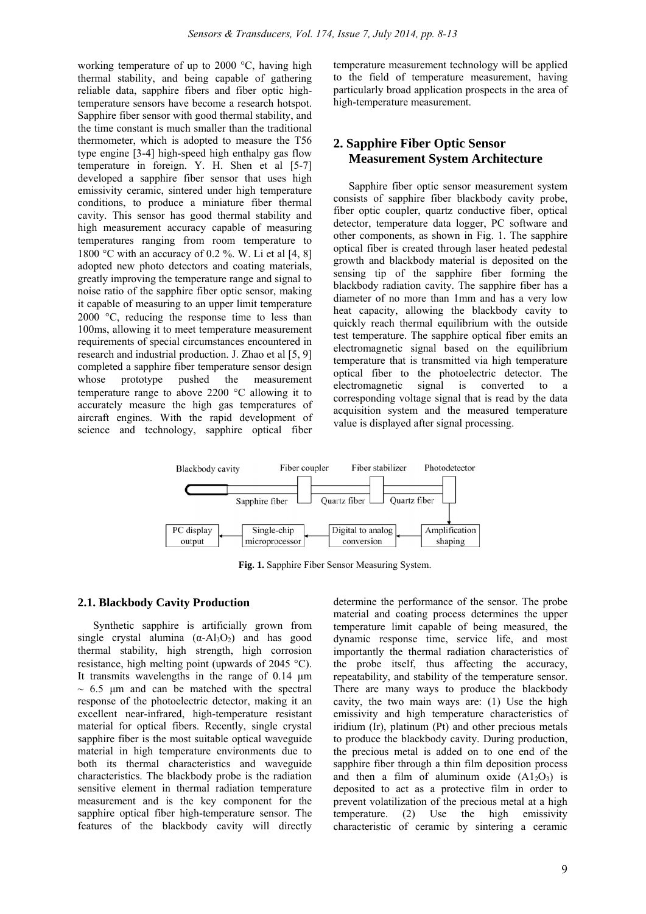working temperature of up to 2000 °C, having high thermal stability, and being capable of gathering reliable data, sapphire fibers and fiber optic high-temperature sensors have become a research hotspot. Sapphire fiber sensor with good thermal stability, and the time constant is much smaller than the traditional thermometer, which is adopted to measure the T56 type engine [3-4] high-speed high enthalpy gas flow temperature in foreign. Y. H. Shen et al [5-7] developed a sapphire fiber sensor that uses high emissivity ceramic, sintered under high temperature conditions, to produce a miniature fiber thermal cavity. This sensor has good thermal stability and high measurement accuracy capable of measuring temperatures ranging from room temperature to 1800 °C with an accuracy of 0.2 %. W. Li et al [4, 8] adopted new photo detectors and coating materials, greatly improving the temperature range and signal to noise ratio of the sapphire fiber optic sensor, making it capable of measuring to an upper limit temperature 2000 °C, reducing the response time to less than 100ms, allowing it to meet temperature measurement requirements of special circumstances encountered in research and industrial production. J. Zhao et al [5, 9] completed a sapphire fiber temperature sensor design whose prototype pushed the measurement temperature range to above 2200 °C allowing it to accurately measure the high gas temperatures of aircraft engines. With the rapid development of science and technology, sapphire optical fiber temperature measurement technology will be applied to the field of temperature measurement, having particularly broad application prospects in the area of high-temperature measurement.

## 2. Sapphire Fiber Optic Sensor Measurement System Architecture

Sapphire fiber optic sensor measurement system consists of sapphire fiber blackbody cavity probe, fiber optic coupler, quartz conductive fiber, optical detector, temperature data logger, PC software and other components, as shown in Fig. 1. The sapphire optical fiber is created through laser heated pedestal growth and blackbody material is deposited on the sensing tip of the sapphire fiber forming the blackbody radiation cavity. The sapphire fiber has a diameter of no more than 1mm and has a very low heat capacity, allowing the blackbody cavity to quickly reach thermal equilibrium with the outside test temperature. The sapphire optical fiber emits an electromagnetic signal based on the equilibrium temperature that is transmitted via high temperature optical fiber to the photoelectric detector. The electromagnetic signal is converted to a corresponding voltage signal that is read by the data acquisition system and the measured temperature value is displayed after signal processing.

**Fig. 1.** Sapphire Fiber Sensor Measuring System.

### 2.1. Blackbody Cavity Production

Synthetic sapphire is artificially grown from single crystal alumina ($\alpha$-$Al_3O_2$) and has good thermal stability, high strength, high corrosion resistance, high melting point (upwards of 2045 °C). It transmits wavelengths in the range of 0.14 µm ~ 6.5 µm and can be matched with the spectral response of the photoelectric detector, making it an excellent near-infrared, high-temperature resistant material for optical fibers. Recently, single crystal sapphire fiber is the most suitable optical waveguide material in high temperature environments due to both its thermal characteristics and waveguide characteristics. The blackbody probe is the radiation sensitive element in thermal radiation temperature measurement and is the key component for the sapphire optical fiber high-temperature sensor. The features of the blackbody cavity will directly determine the performance of the sensor. The probe material and coating process determines the upper temperature limit capable of being measured, the dynamic response time, service life, and most importantly the thermal radiation characteristics of the probe itself, thus affecting the accuracy, repeatability, and stability of the temperature sensor. There are many ways to produce the blackbody cavity, the two main ways are: (1) Use the high emissivity and high temperature characteristics of iridium (Ir), platinum (Pt) and other precious metals to produce the blackbody cavity. During production, the precious metal is added on to one end of the sapphire fiber through a thin film deposition process and then a film of aluminum oxide ($A1_2O_3$) is deposited to act as a protective film in order to prevent volatilization of the precious metal at a high temperature. (2) Use the high emissivity characteristic of ceramic by sintering a ceramic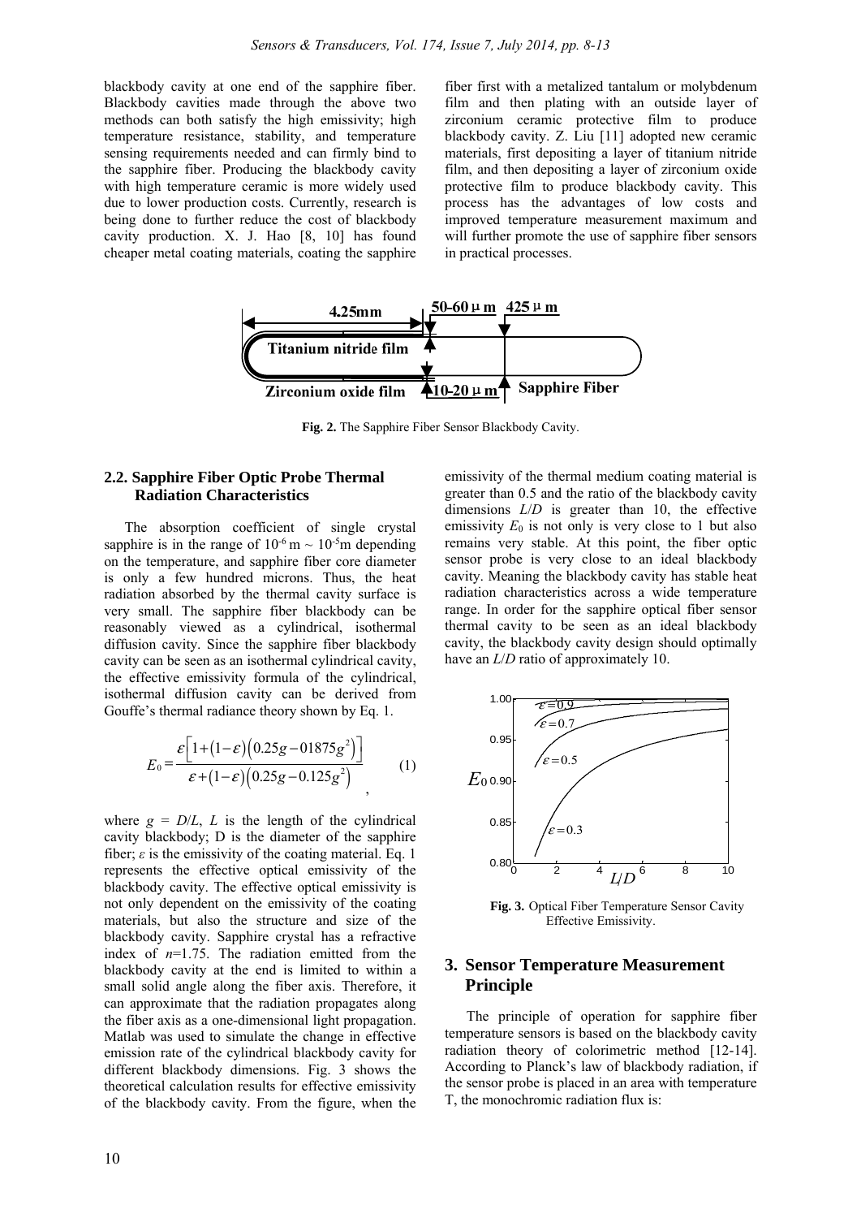blackbody cavity at one end of the sapphire fiber. Blackbody cavities made through the above two methods can both satisfy the high emissivity; high temperature resistance, stability, and temperature sensing requirements needed and can firmly bind to the sapphire fiber. Producing the blackbody cavity with high temperature ceramic is more widely used due to lower production costs. Currently, research is being done to further reduce the cost of blackbody cavity production. X. J. Hao [8, 10] has found cheaper metal coating materials, coating the sapphire fiber first with a metalized tantalum or molybdenum film and then plating with an outside layer of zirconium ceramic protective film to produce blackbody cavity. Z. Liu [11] adopted new ceramic materials, first depositing a layer of titanium nitride film, and then depositing a layer of zirconium oxide protective film to produce blackbody cavity. This process has the advantages of low costs and improved temperature measurement maximum and will further promote the use of sapphire fiber sensors in practical processes.

**Fig. 2.** The Sapphire Fiber Sensor Blackbody Cavity.

### 2.2. Sapphire Fiber Optic Probe Thermal Radiation Characteristics

The absorption coefficient of single crystal sapphire is in the range of $10^{-6}$ m ~ $10^{-5}$m depending on the temperature, and sapphire fiber core diameter is only a few hundred microns. Thus, the heat radiation absorbed by the thermal cavity surface is very small. The sapphire fiber blackbody can be reasonably viewed as a cylindrical, isothermal diffusion cavity. Since the sapphire fiber blackbody cavity can be seen as an isothermal cylindrical cavity, the effective emissivity formula of the cylindrical, isothermal diffusion cavity can be derived from Gouffe's thermal radiance theory shown by Eq. 1.

$$E_0 = \frac{\varepsilon\left[1+(1-\varepsilon)\left(0.25g-01875g^2\right)\right]}{\varepsilon+(1-\varepsilon)\left(0.25g-0.125g^2\right)}, \quad (1)$$

where $g = D/L$, $L$ is the length of the cylindrical cavity blackbody; D is the diameter of the sapphire fiber; $\varepsilon$ is the emissivity of the coating material. Eq. 1 represents the effective optical emissivity of the blackbody cavity. The effective optical emissivity is not only dependent on the emissivity of the coating materials, but also the structure and size of the blackbody cavity. Sapphire crystal has a refractive index of $n$=1.75. The radiation emitted from the blackbody cavity at the end is limited to within a small solid angle along the fiber axis. Therefore, it can approximate that the radiation propagates along the fiber axis as a one-dimensional light propagation. Matlab was used to simulate the change in effective emission rate of the cylindrical blackbody cavity for different blackbody dimensions. Fig. 3 shows the theoretical calculation results for effective emissivity of the blackbody cavity. From the figure, when the emissivity of the thermal medium coating material is greater than 0.5 and the ratio of the blackbody cavity dimensions $L/D$ is greater than 10, the effective emissivity $E_0$ is not only is very close to 1 but also remains very stable. At this point, the fiber optic sensor probe is very close to an ideal blackbody cavity. Meaning the blackbody cavity has stable heat radiation characteristics across a wide temperature range. In order for the sapphire optical fiber sensor thermal cavity to be seen as an ideal blackbody cavity, the blackbody cavity design should optimally have an $L/D$ ratio of approximately 10.

**Fig. 3.** Optical Fiber Temperature Sensor Cavity Effective Emissivity.

## 3. Sensor Temperature Measurement Principle

The principle of operation for sapphire fiber temperature sensors is based on the blackbody cavity radiation theory of colorimetric method [12-14]. According to Planck's law of blackbody radiation, if the sensor probe is placed in an area with temperature T, the monochromic radiation flux is: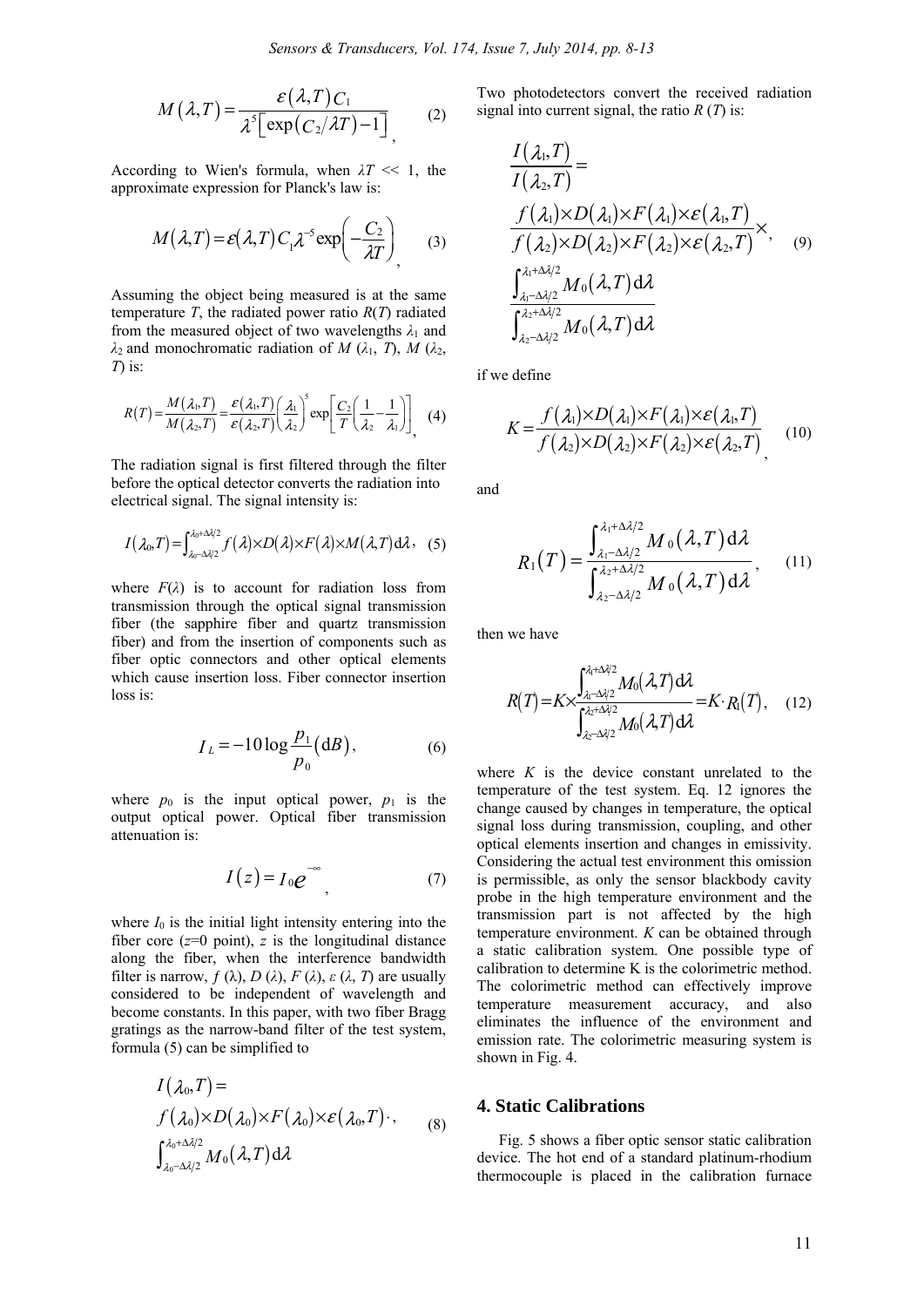$$M(\lambda, T) = \frac{\varepsilon(\lambda, T) C_1}{\lambda^5 [\exp(C_2/\lambda T) - 1]}, \tag{2}$$

According to Wien's formula, when $\lambda T << 1$, the approximate expression for Planck's law is:

$$M(\lambda, T) = \varepsilon(\lambda, T) C_1 \lambda^{-5} \exp\left(-\frac{C_2}{\lambda T}\right), \tag{3}$$

Assuming the object being measured is at the same temperature $T$, the radiated power ratio $R(T)$ radiated from the measured object of two wavelengths $\lambda_1$ and $\lambda_2$ and monochromatic radiation of $M(\lambda_1, T)$, $M(\lambda_2, T)$ is:

$$R(T) = \frac{M(\lambda_1, T)}{M(\lambda_2, T)} = \frac{\varepsilon(\lambda_1, T)}{\varepsilon(\lambda_2, T)} \left(\frac{\lambda_1}{\lambda_2}\right)^5 \exp\left[\frac{C_2}{T}\left(\frac{1}{\lambda_2} - \frac{1}{\lambda_1}\right)\right], \tag{4}$$

The radiation signal is first filtered through the filter before the optical detector converts the radiation into electrical signal. The signal intensity is:

$$I(\lambda_0, T) = \int_{\lambda_0 - \Delta\lambda/2}^{\lambda_0 + \Delta\lambda/2} f(\lambda) \times D(\lambda) \times F(\lambda) \times M(\lambda, T) \mathrm{d}\lambda, \tag{5}$$

where $F(\lambda)$ is to account for radiation loss from transmission through the optical signal transmission fiber (the sapphire fiber and quartz transmission fiber) and from the insertion of components such as fiber optic connectors and other optical elements which cause insertion loss. Fiber connector insertion loss is:

$$I_L = -10 \log \frac{p_1}{p_0} (\mathrm{d}B), \tag{6}$$

where $p_0$ is the input optical power, $p_1$ is the output optical power. Optical fiber transmission attenuation is:

$$I(z) = I_0 e^{-\infty}, \tag{7}$$

where $I_0$ is the initial light intensity entering into the fiber core ($z$=0 point), $z$ is the longitudinal distance along the fiber, when the interference bandwidth filter is narrow, $f(\lambda)$, $D(\lambda)$, $F(\lambda)$, $\varepsilon(\lambda, T)$ are usually considered to be independent of wavelength and become constants. In this paper, with two fiber Bragg gratings as the narrow-band filter of the test system, formula (5) can be simplified to

$$I(\lambda_0, T) = f(\lambda_0) \times D(\lambda_0) \times F(\lambda_0) \times \varepsilon(\lambda_0, T) \cdot \int_{\lambda_0 - \Delta\lambda/2}^{\lambda_0 + \Delta\lambda/2} M_0(\lambda, T) \mathrm{d}\lambda, \tag{8}$$

Two photodetectors convert the received radiation signal into current signal, the ratio $R(T)$ is:

$$\frac{I(\lambda_1, T)}{I(\lambda_2, T)} = \frac{f(\lambda_1) \times D(\lambda_1) \times F(\lambda_1) \times \varepsilon(\lambda_1, T)}{f(\lambda_2) \times D(\lambda_2) \times F(\lambda_2) \times \varepsilon(\lambda_2, T)} \times \frac{\int_{\lambda_1 - \Delta\lambda/2}^{\lambda_1 + \Delta\lambda/2} M_0(\lambda, T) \mathrm{d}\lambda}{\int_{\lambda_2 - \Delta\lambda/2}^{\lambda_2 + \Delta\lambda/2} M_0(\lambda, T) \mathrm{d}\lambda}, \tag{9}$$

if we define

$$K = \frac{f(\lambda_1) \times D(\lambda_1) \times F(\lambda_1) \times \varepsilon(\lambda_1, T)}{f(\lambda_2) \times D(\lambda_2) \times F(\lambda_2) \times \varepsilon(\lambda_2, T)}, \tag{10}$$

and

$$R_1(T) = \frac{\int_{\lambda_1 - \Delta\lambda/2}^{\lambda_1 + \Delta\lambda/2} M_0(\lambda, T) \mathrm{d}\lambda}{\int_{\lambda_2 - \Delta\lambda/2}^{\lambda_2 + \Delta\lambda/2} M_0(\lambda, T) \mathrm{d}\lambda}, \tag{11}$$

then we have

$$R(T) = K \times \frac{\int_{\lambda_1 - \Delta\lambda/2}^{\lambda_1 + \Delta\lambda/2} M_0(\lambda, T) \mathrm{d}\lambda}{\int_{\lambda_2 - \Delta\lambda/2}^{\lambda_2 + \Delta\lambda/2} M_0(\lambda, T) \mathrm{d}\lambda} = K \cdot R_1(T), \tag{12}$$

where $K$ is the device constant unrelated to the temperature of the test system. Eq. 12 ignores the change caused by changes in temperature, the optical signal loss during transmission, coupling, and other optical elements insertion and changes in emissivity. Considering the actual test environment this omission is permissible, as only the sensor blackbody cavity probe in the high temperature environment and the transmission part is not affected by the high temperature environment. $K$ can be obtained through a static calibration system. One possible type of calibration to determine K is the colorimetric method. The colorimetric method can effectively improve temperature measurement accuracy, and also eliminates the influence of the environment and emission rate. The colorimetric measuring system is shown in Fig. 4.

## 4. Static Calibrations

Fig. 5 shows a fiber optic sensor static calibration device. The hot end of a standard platinum-rhodium thermocouple is placed in the calibration furnace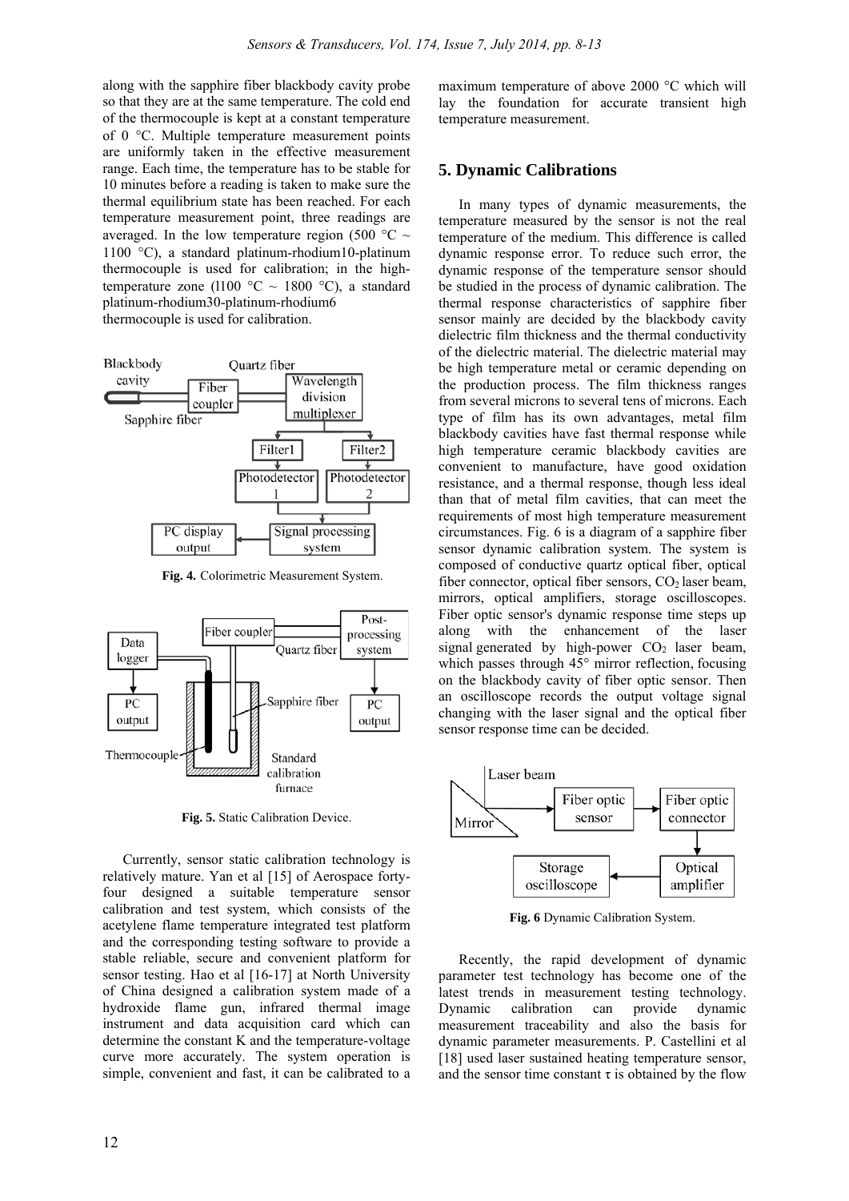along with the sapphire fiber blackbody cavity probe so that they are at the same temperature. The cold end of the thermocouple is kept at a constant temperature of 0 °C. Multiple temperature measurement points are uniformly taken in the effective measurement range. Each time, the temperature has to be stable for 10 minutes before a reading is taken to make sure the thermal equilibrium state has been reached. For each temperature measurement point, three readings are averaged. In the low temperature region (500 °C ~ 1100 °C), a standard platinum-rhodium10-platinum thermocouple is used for calibration; in the high-temperature zone (l100 °C ~ 1800 °C), a standard platinum-rhodium30-platinum-rhodium6 thermocouple is used for calibration.

**Fig. 4.** Colorimetric Measurement System.

**Fig. 5.** Static Calibration Device.

Currently, sensor static calibration technology is relatively mature. Yan et al [15] of Aerospace forty-four designed a suitable temperature sensor calibration and test system, which consists of the acetylene flame temperature integrated test platform and the corresponding testing software to provide a stable reliable, secure and convenient platform for sensor testing. Hao et al [16-17] at North University of China designed a calibration system made of a hydroxide flame gun, infrared thermal image instrument and data acquisition card which can determine the constant K and the temperature-voltage curve more accurately. The system operation is simple, convenient and fast, it can be calibrated to a maximum temperature of above 2000 °C which will lay the foundation for accurate transient high temperature measurement.

## 5. Dynamic Calibrations

In many types of dynamic measurements, the temperature measured by the sensor is not the real temperature of the medium. This difference is called dynamic response error. To reduce such error, the dynamic response of the temperature sensor should be studied in the process of dynamic calibration. The thermal response characteristics of sapphire fiber sensor mainly are decided by the blackbody cavity dielectric film thickness and the thermal conductivity of the dielectric material. The dielectric material may be high temperature metal or ceramic depending on the production process. The film thickness ranges from several microns to several tens of microns. Each type of film has its own advantages, metal film blackbody cavities have fast thermal response while high temperature ceramic blackbody cavities are convenient to manufacture, have good oxidation resistance, and a thermal response, though less ideal than that of metal film cavities, that can meet the requirements of most high temperature measurement circumstances. Fig. 6 is a diagram of a sapphire fiber sensor dynamic calibration system. The system is composed of conductive quartz optical fiber, optical fiber connector, optical fiber sensors, $CO_2$ laser beam, mirrors, optical amplifiers, storage oscilloscopes. Fiber optic sensor's dynamic response time steps up along with the enhancement of the laser signal generated by high-power $CO_2$ laser beam, which passes through 45° mirror reflection, focusing on the blackbody cavity of fiber optic sensor. Then an oscilloscope records the output voltage signal changing with the laser signal and the optical fiber sensor response time can be decided.

**Fig. 6** Dynamic Calibration System.

Recently, the rapid development of dynamic parameter test technology has become one of the latest trends in measurement testing technology. Dynamic calibration can provide dynamic measurement traceability and also the basis for dynamic parameter measurements. P. Castellini et al [18] used laser sustained heating temperature sensor, and the sensor time constant τ is obtained by the flow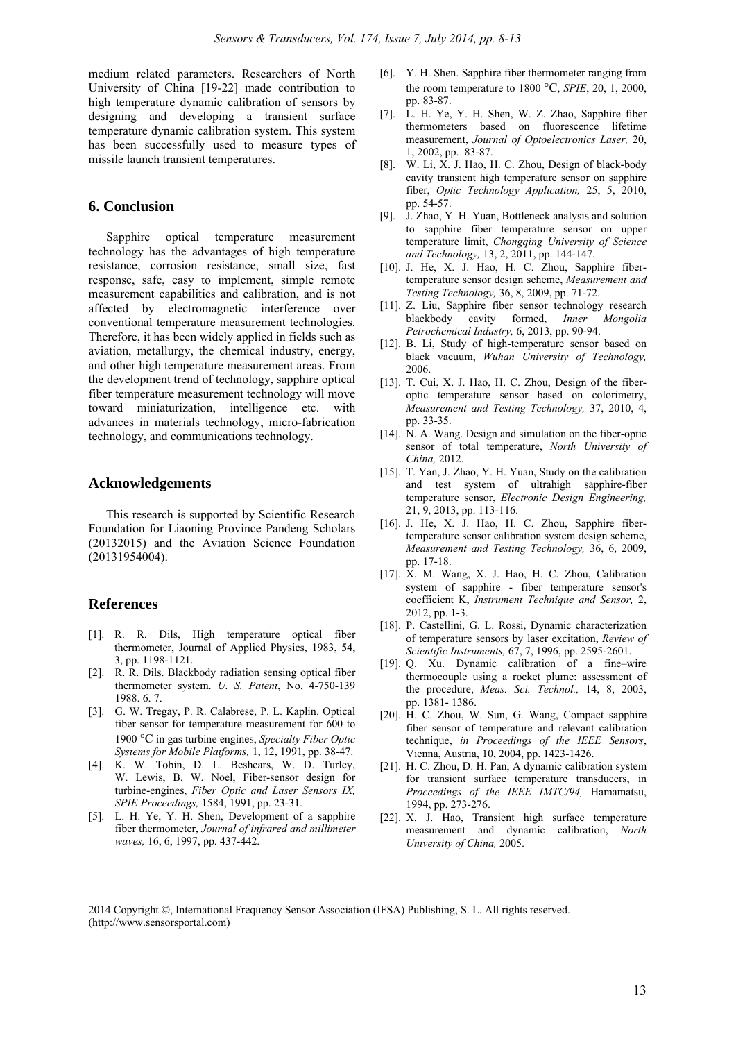medium related parameters. Researchers of North University of China [19-22] made contribution to high temperature dynamic calibration of sensors by designing and developing a transient surface temperature dynamic calibration system. This system has been successfully used to measure types of missile launch transient temperatures.

## 6. Conclusion

Sapphire optical temperature measurement technology has the advantages of high temperature resistance, corrosion resistance, small size, fast response, safe, easy to implement, simple remote measurement capabilities and calibration, and is not affected by electromagnetic interference over conventional temperature measurement technologies. Therefore, it has been widely applied in fields such as aviation, metallurgy, the chemical industry, energy, and other high temperature measurement areas. From the development trend of technology, sapphire optical fiber temperature measurement technology will move toward miniaturization, intelligence etc. with advances in materials technology, micro-fabrication technology, and communications technology.

## Acknowledgements

This research is supported by Scientific Research Foundation for Liaoning Province Pandeng Scholars (20132015) and the Aviation Science Foundation (20131954004).

## References

[1]. R. R. Dils, High temperature optical fiber thermometer, Journal of Applied Physics, 1983, 54, 3, pp. 1198-1121.

[2]. R. R. Dils. Blackbody radiation sensing optical fiber thermometer system. *U. S. Patent*, No. 4-750-139 1988. 6. 7.

[3]. G. W. Tregay, P. R. Calabrese, P. L. Kaplin. Optical fiber sensor for temperature measurement for 600 to 1900 °C in gas turbine engines, *Specialty Fiber Optic Systems for Mobile Platforms,* 1, 12, 1991, pp. 38-47.

[4]. K. W. Tobin, D. L. Beshears, W. D. Turley, W. Lewis, B. W. Noel, Fiber-sensor design for turbine-engines, *Fiber Optic and Laser Sensors IX, SPIE Proceedings,* 1584, 1991, pp. 23-31.

[5]. L. H. Ye, Y. H. Shen, Development of a sapphire fiber thermometer, *Journal of infrared and millimeter waves,* 16, 6, 1997, pp. 437-442.

[6]. Y. H. Shen. Sapphire fiber thermometer ranging from the room temperature to 1800 °C, *SPIE*, 20, 1, 2000, pp. 83-87.

[7]. L. H. Ye, Y. H. Shen, W. Z. Zhao, Sapphire fiber thermometers based on fluorescence lifetime measurement, *Journal of Optoelectronics Laser,* 20, 1, 2002, pp. 83-87.

[8]. W. Li, X. J. Hao, H. C. Zhou, Design of black-body cavity transient high temperature sensor on sapphire fiber, *Optic Technology Application,* 25, 5, 2010, pp. 54-57.

[9]. J. Zhao, Y. H. Yuan, Bottleneck analysis and solution to sapphire fiber temperature sensor on upper temperature limit, *Chongqing University of Science and Technology,* 13, 2, 2011, pp. 144-147.

[10]. J. He, X. J. Hao, H. C. Zhou, Sapphire fiber-temperature sensor design scheme, *Measurement and Testing Technology,* 36, 8, 2009, pp. 71-72.

[11]. Z. Liu, Sapphire fiber sensor technology research blackbody cavity formed, *Inner Mongolia Petrochemical Industry,* 6, 2013, pp. 90-94.

[12]. B. Li, Study of high-temperature sensor based on black vacuum, *Wuhan University of Technology,* 2006.

[13]. T. Cui, X. J. Hao, H. C. Zhou, Design of the fiber-optic temperature sensor based on colorimetry, *Measurement and Testing Technology,* 37, 2010, 4, pp. 33-35.

[14]. N. A. Wang. Design and simulation on the fiber-optic sensor of total temperature, *North University of China,* 2012.

[15]. T. Yan, J. Zhao, Y. H. Yuan, Study on the calibration and test system of ultrahigh sapphire-fiber temperature sensor, *Electronic Design Engineering,* 21, 9, 2013, pp. 113-116.

[16]. J. He, X. J. Hao, H. C. Zhou, Sapphire fiber-temperature sensor calibration system design scheme, *Measurement and Testing Technology,* 36, 6, 2009, pp. 17-18.

[17]. X. M. Wang, X. J. Hao, H. C. Zhou, Calibration system of sapphire - fiber temperature sensor's coefficient K, *Instrument Technique and Sensor,* 2, 2012, pp. 1-3.

[18]. P. Castellini, G. L. Rossi, Dynamic characterization of temperature sensors by laser excitation, *Review of Scientific Instruments,* 67, 7, 1996, pp. 2595-2601.

[19]. Q. Xu. Dynamic calibration of a fine–wire thermocouple using a rocket plume: assessment of the procedure, *Meas. Sci. Technol.,* 14, 8, 2003, pp. 1381- 1386.

[20]. H. C. Zhou, W. Sun, G. Wang, Compact sapphire fiber sensor of temperature and relevant calibration technique, *in Proceedings of the IEEE Sensors*, Vienna, Austria, 10, 2004, pp. 1423-1426.

[21]. H. C. Zhou, D. H. Pan, A dynamic calibration system for transient surface temperature transducers, in *Proceedings of the IEEE IMTC/94,* Hamamatsu, 1994, pp. 273-276.

[22]. X. J. Hao, Transient high surface temperature measurement and dynamic calibration, *North University of China,* 2005.

---

2014 Copyright ©, International Frequency Sensor Association (IFSA) Publishing, S. L. All rights reserved. (http://www.sensorsportal.com)